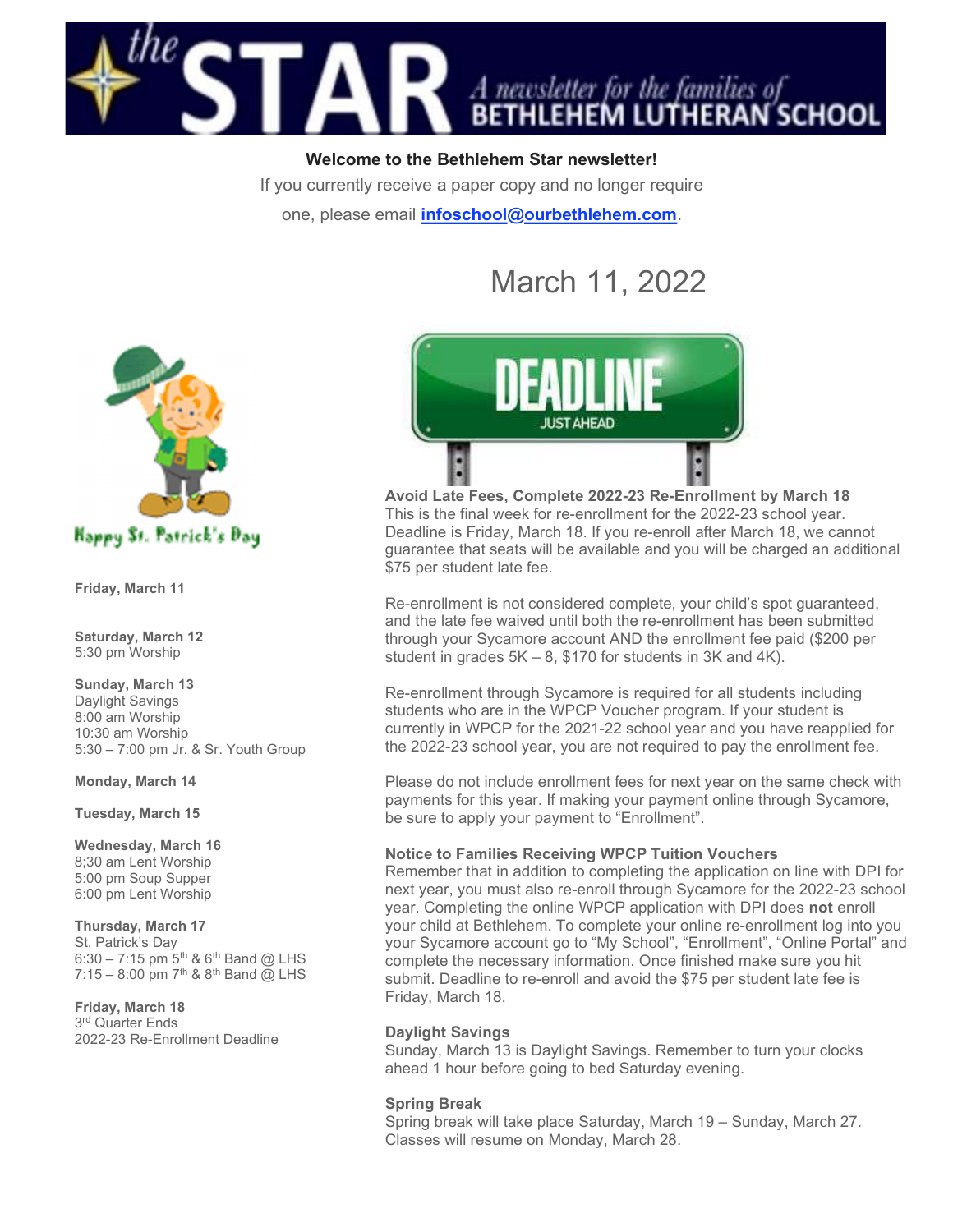# the STAR

*A newsletter for the families of* BETHLEHEM LUTHERAN SCHOOL

**Welcome to the Bethlehem Star newsletter!**

If you currently receive a paper copy and no longer require one, please email **infoschool@ourbethlehem.com**.

## March 11, 2022

Happy St. Patrick's Day

**Friday, March 11**

**Saturday, March 12**
5:30 pm Worship

**Sunday, March 13**
Daylight Savings
8:00 am Worship
10:30 am Worship
5:30 – 7:00 pm Jr. & Sr. Youth Group

**Monday, March 14**

**Tuesday, March 15**

**Wednesday, March 16**
8;30 am Lent Worship
5:00 pm Soup Supper
6:00 pm Lent Worship

**Thursday, March 17**
St. Patrick's Day
6:30 – 7:15 pm 5th & 6th Band @ LHS
7:15 – 8:00 pm 7th & 8th Band @ LHS

**Friday, March 18**
3rd Quarter Ends
2022-23 Re-Enrollment Deadline

DEADLINE JUST AHEAD

**Avoid Late Fees, Complete 2022-23 Re-Enrollment by March 18**

This is the final week for re-enrollment for the 2022-23 school year. Deadline is Friday, March 18. If you re-enroll after March 18, we cannot guarantee that seats will be available and you will be charged an additional $75 per student late fee.

Re-enrollment is not considered complete, your child's spot guaranteed, and the late fee waived until both the re-enrollment has been submitted through your Sycamore account AND the enrollment fee paid ($200 per student in grades 5K – 8, $170 for students in 3K and 4K).

Re-enrollment through Sycamore is required for all students including students who are in the WPCP Voucher program. If your student is currently in WPCP for the 2021-22 school year and you have reapplied for the 2022-23 school year, you are not required to pay the enrollment fee.

Please do not include enrollment fees for next year on the same check with payments for this year. If making your payment online through Sycamore, be sure to apply your payment to "Enrollment".

**Notice to Families Receiving WPCP Tuition Vouchers**

Remember that in addition to completing the application on line with DPI for next year, you must also re-enroll through Sycamore for the 2022-23 school year. Completing the online WPCP application with DPI does **not** enroll your child at Bethlehem. To complete your online re-enrollment log into you your Sycamore account go to "My School", "Enrollment", "Online Portal" and complete the necessary information. Once finished make sure you hit submit. Deadline to re-enroll and avoid the $75 per student late fee is Friday, March 18.

**Daylight Savings**

Sunday, March 13 is Daylight Savings. Remember to turn your clocks ahead 1 hour before going to bed Saturday evening.

**Spring Break**

Spring break will take place Saturday, March 19 – Sunday, March 27. Classes will resume on Monday, March 28.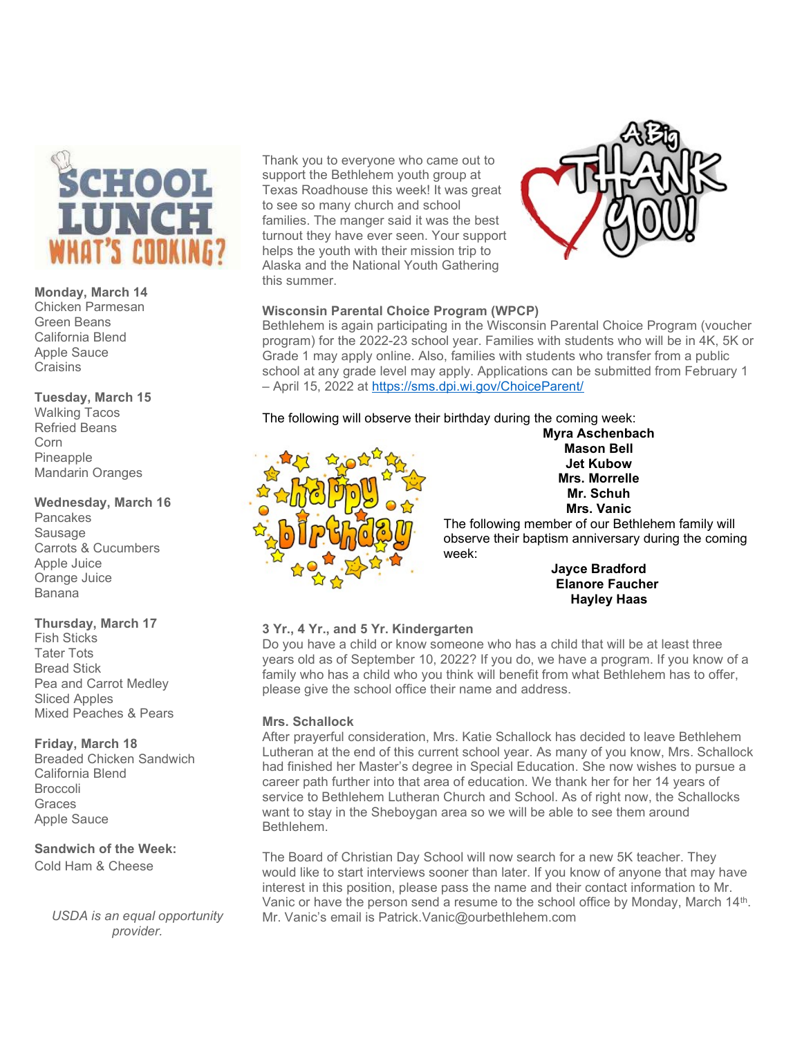## School Lunch — What's Cooking?

**Monday, March 14**
Chicken Parmesan
Green Beans
California Blend
Apple Sauce
Craisins

**Tuesday, March 15**
Walking Tacos
Refried Beans
Corn
Pineapple
Mandarin Oranges

**Wednesday, March 16**
Pancakes
Sausage
Carrots & Cucumbers
Apple Juice
Orange Juice
Banana

**Thursday, March 17**
Fish Sticks
Tater Tots
Bread Stick
Pea and Carrot Medley
Sliced Apples
Mixed Peaches & Pears

**Friday, March 18**
Breaded Chicken Sandwich
California Blend
Broccoli
Graces
Apple Sauce

**Sandwich of the Week:**
Cold Ham & Cheese

*USDA is an equal opportunity provider.*

Thank you to everyone who came out to support the Bethlehem youth group at Texas Roadhouse this week! It was great to see so many church and school families. The manger said it was the best turnout they have ever seen. Your support helps the youth with their mission trip to Alaska and the National Youth Gathering this summer.

**Wisconsin Parental Choice Program (WPCP)**
Bethlehem is again participating in the Wisconsin Parental Choice Program (voucher program) for the 2022-23 school year. Families with students who will be in 4K, 5K or Grade 1 may apply online. Also, families with students who transfer from a public school at any grade level may apply. Applications can be submitted from February 1 – April 15, 2022 at [https://sms.dpi.wi.gov/ChoiceParent/](https://sms.dpi.wi.gov/ChoiceParent/)

The following will observe their birthday during the coming week:

**Myra Aschenbach**
**Mason Bell**
**Jet Kubow**
**Mrs. Morrelle**
**Mr. Schuh**
**Mrs. Vanic**

The following member of our Bethlehem family will observe their baptism anniversary during the coming week:

**Jayce Bradford**
**Elanore Faucher**
**Hayley Haas**

**3 Yr., 4 Yr., and 5 Yr. Kindergarten**
Do you have a child or know someone who has a child that will be at least three years old as of September 10, 2022? If you do, we have a program. If you know of a family who has a child who you think will benefit from what Bethlehem has to offer, please give the school office their name and address.

**Mrs. Schallock**
After prayerful consideration, Mrs. Katie Schallock has decided to leave Bethlehem Lutheran at the end of this current school year. As many of you know, Mrs. Schallock had finished her Master's degree in Special Education. She now wishes to pursue a career path further into that area of education. We thank her for her 14 years of service to Bethlehem Lutheran Church and School. As of right now, the Schallocks want to stay in the Sheboygan area so we will be able to see them around Bethlehem.

The Board of Christian Day School will now search for a new 5K teacher. They would like to start interviews sooner than later. If you know of anyone that may have interest in this position, please pass the name and their contact information to Mr. Vanic or have the person send a resume to the school office by Monday, March 14th. Mr. Vanic's email is Patrick.Vanic@ourbethlehem.com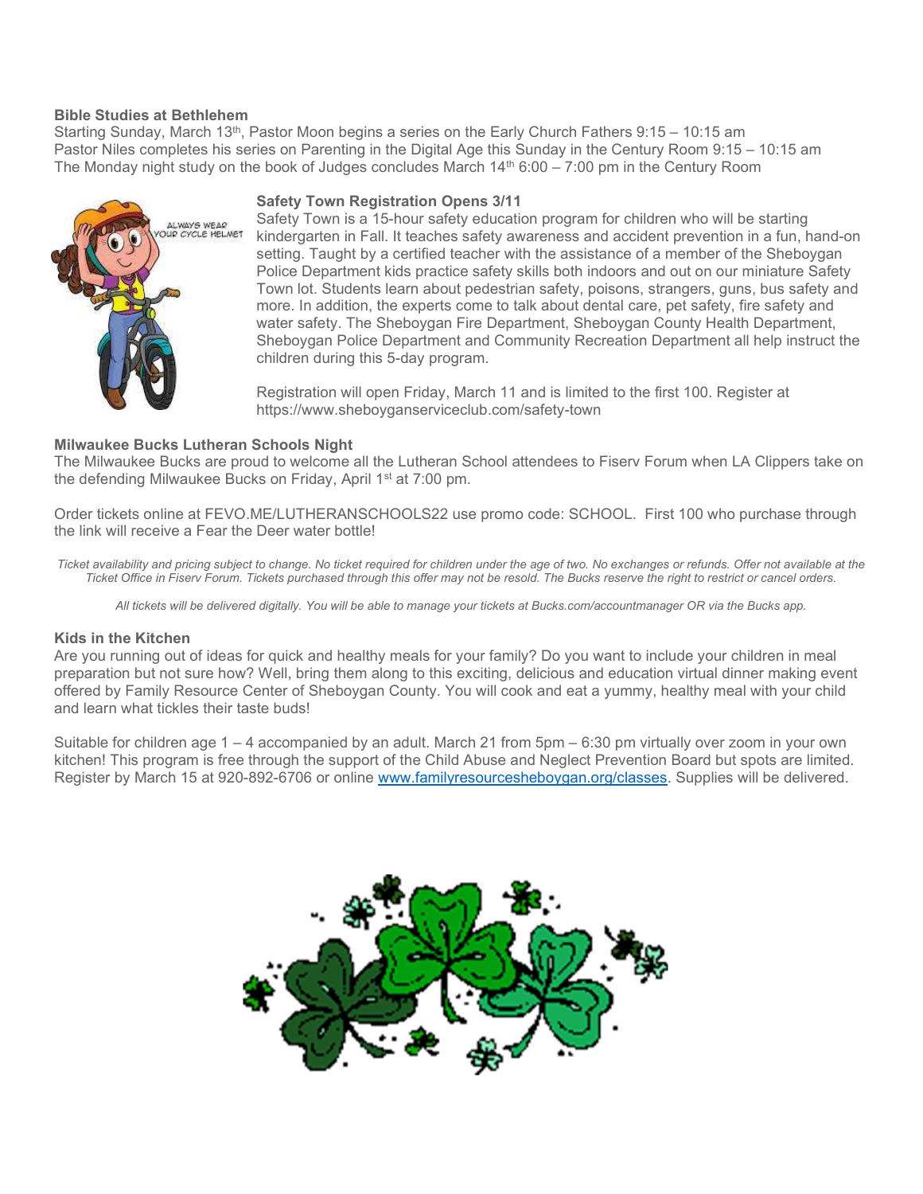**Bible Studies at Bethlehem**

Starting Sunday, March 13th, Pastor Moon begins a series on the Early Church Fathers 9:15 – 10:15 am
Pastor Niles completes his series on Parenting in the Digital Age this Sunday in the Century Room 9:15 – 10:15 am
The Monday night study on the book of Judges concludes March 14th 6:00 – 7:00 pm in the Century Room

**Safety Town Registration Opens 3/11**

Safety Town is a 15-hour safety education program for children who will be starting kindergarten in Fall. It teaches safety awareness and accident prevention in a fun, hand-on setting. Taught by a certified teacher with the assistance of a member of the Sheboygan Police Department kids practice safety skills both indoors and out on our miniature Safety Town lot. Students learn about pedestrian safety, poisons, strangers, guns, bus safety and more. In addition, the experts come to talk about dental care, pet safety, fire safety and water safety. The Sheboygan Fire Department, Sheboygan County Health Department, Sheboygan Police Department and Community Recreation Department all help instruct the children during this 5-day program.

Registration will open Friday, March 11 and is limited to the first 100. Register at https://www.sheboyganserviceclub.com/safety-town

**Milwaukee Bucks Lutheran Schools Night**

The Milwaukee Bucks are proud to welcome all the Lutheran School attendees to Fiserv Forum when LA Clippers take on the defending Milwaukee Bucks on Friday, April 1st at 7:00 pm.

Order tickets online at FEVO.ME/LUTHERANSCHOOLS22 use promo code: SCHOOL. First 100 who purchase through the link will receive a Fear the Deer water bottle!

*Ticket availability and pricing subject to change. No ticket required for children under the age of two. No exchanges or refunds. Offer not available at the Ticket Office in Fiserv Forum. Tickets purchased through this offer may not be resold. The Bucks reserve the right to restrict or cancel orders.*

*All tickets will be delivered digitally. You will be able to manage your tickets at Bucks.com/accountmanager OR via the Bucks app.*

**Kids in the Kitchen**

Are you running out of ideas for quick and healthy meals for your family? Do you want to include your children in meal preparation but not sure how? Well, bring them along to this exciting, delicious and education virtual dinner making event offered by Family Resource Center of Sheboygan County. You will cook and eat a yummy, healthy meal with your child and learn what tickles their taste buds!

Suitable for children age 1 – 4 accompanied by an adult. March 21 from 5pm – 6:30 pm virtually over zoom in your own kitchen! This program is free through the support of the Child Abuse and Neglect Prevention Board but spots are limited. Register by March 15 at 920-892-6706 or online www.familyresourcesheboygan.org/classes. Supplies will be delivered.